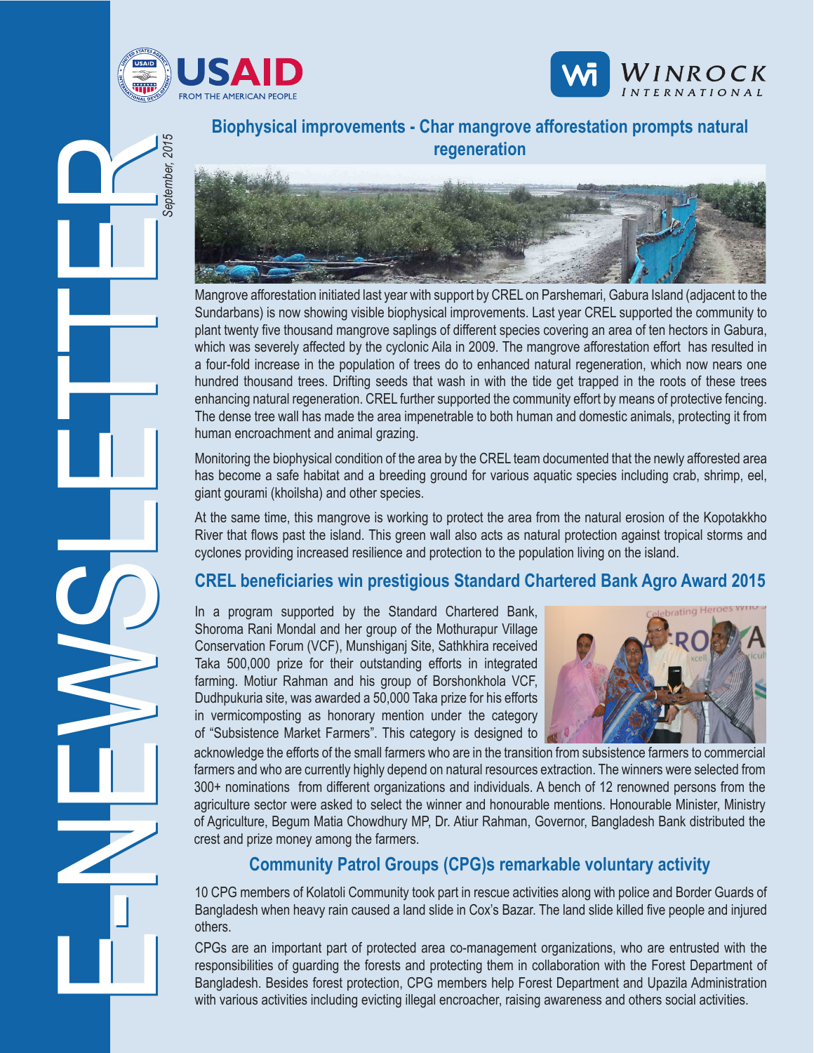E-NEWSLETTER

*September, 2015*

## Biophysical improvements - Char mangrove afforestation prompts natural regeneration

Mangrove afforestation initiated last year with support by CREL on Parshemari, Gabura Island (adjacent to the Sundarbans) is now showing visible biophysical improvements. Last year CREL supported the community to plant twenty five thousand mangrove saplings of different species covering an area of ten hectors in Gabura, which was severely affected by the cyclonic Aila in 2009. The mangrove afforestation effort has resulted in a four-fold increase in the population of trees do to enhanced natural regeneration, which now nears one hundred thousand trees. Drifting seeds that wash in with the tide get trapped in the roots of these trees enhancing natural regeneration. CREL further supported the community effort by means of protective fencing. The dense tree wall has made the area impenetrable to both human and domestic animals, protecting it from human encroachment and animal grazing.

Monitoring the biophysical condition of the area by the CREL team documented that the newly afforested area has become a safe habitat and a breeding ground for various aquatic species including crab, shrimp, eel, giant gourami (khoilsha) and other species.

At the same time, this mangrove is working to protect the area from the natural erosion of the Kopotakkho River that flows past the island. This green wall also acts as natural protection against tropical storms and cyclones providing increased resilience and protection to the population living on the island.

## CREL beneficiaries win prestigious Standard Chartered Bank Agro Award 2015

In a program supported by the Standard Chartered Bank, Shoroma Rani Mondal and her group of the Mothurapur Village Conservation Forum (VCF), Munshiganj Site, Sathkhira received Taka 500,000 prize for their outstanding efforts in integrated farming. Motiur Rahman and his group of Borshonkhola VCF, Dudhpukuria site, was awarded a 50,000 Taka prize for his efforts in vermicomposting as honorary mention under the category of "Subsistence Market Farmers". This category is designed to acknowledge the efforts of the small farmers who are in the transition from subsistence farmers to commercial farmers and who are currently highly depend on natural resources extraction. The winners were selected from 300+ nominations from different organizations and individuals. A bench of 12 renowned persons from the agriculture sector were asked to select the winner and honourable mentions. Honourable Minister, Ministry of Agriculture, Begum Matia Chowdhury MP, Dr. Atiur Rahman, Governor, Bangladesh Bank distributed the crest and prize money among the farmers.

## Community Patrol Groups (CPG)s remarkable voluntary activity

10 CPG members of Kolatoli Community took part in rescue activities along with police and Border Guards of Bangladesh when heavy rain caused a land slide in Cox's Bazar. The land slide killed five people and injured others.

CPGs are an important part of protected area co-management organizations, who are entrusted with the responsibilities of guarding the forests and protecting them in collaboration with the Forest Department of Bangladesh. Besides forest protection, CPG members help Forest Department and Upazila Administration with various activities including evicting illegal encroacher, raising awareness and others social activities.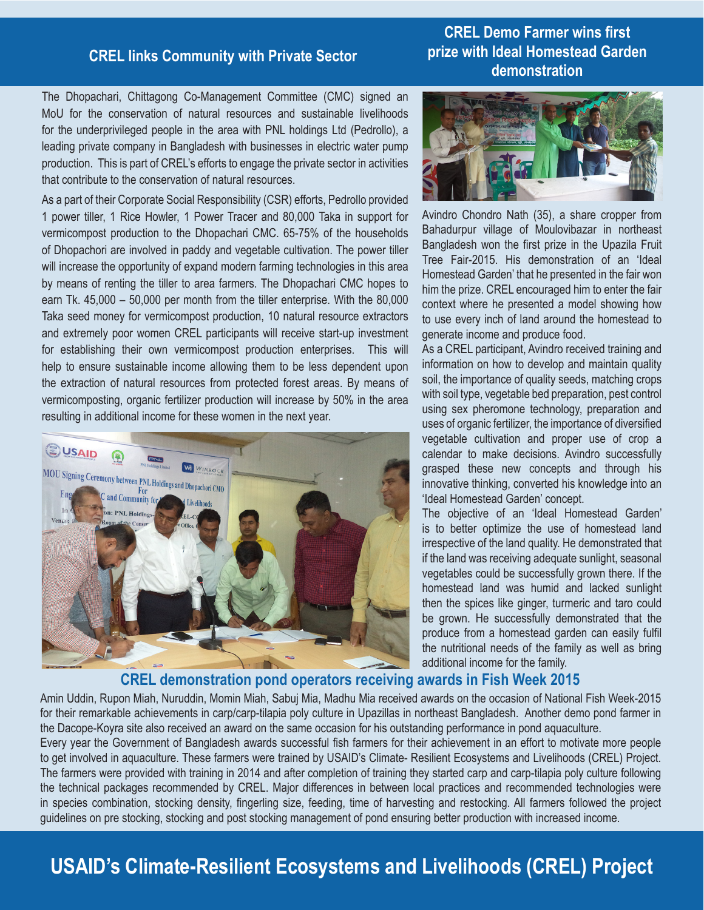## CREL links Community with Private Sector

The Dhopachari, Chittagong Co-Management Committee (CMC) signed an MoU for the conservation of natural resources and sustainable livelihoods for the underprivileged people in the area with PNL holdings Ltd (Pedrollo), a leading private company in Bangladesh with businesses in electric water pump production. This is part of CREL's efforts to engage the private sector in activities that contribute to the conservation of natural resources.

As a part of their Corporate Social Responsibility (CSR) efforts, Pedrollo provided 1 power tiller, 1 Rice Howler, 1 Power Tracer and 80,000 Taka in support for vermicompost production to the Dhopachari CMC. 65-75% of the households of Dhopachori are involved in paddy and vegetable cultivation. The power tiller will increase the opportunity of expand modern farming technologies in this area by means of renting the tiller to area farmers. The Dhopachari CMC hopes to earn Tk. 45,000 – 50,000 per month from the tiller enterprise. With the 80,000 Taka seed money for vermicompost production, 10 natural resource extractors and extremely poor women CREL participants will receive start-up investment for establishing their own vermicompost production enterprises. This will help to ensure sustainable income allowing them to be less dependent upon the extraction of natural resources from protected forest areas. By means of vermicomposting, organic fertilizer production will increase by 50% in the area resulting in additional income for these women in the next year.

## CREL Demo Farmer wins first prize with Ideal Homestead Garden demonstration

Avindro Chondro Nath (35), a share cropper from Bahadurpur village of Moulovibazar in northeast Bangladesh won the first prize in the Upazila Fruit Tree Fair-2015. His demonstration of an 'Ideal Homestead Garden' that he presented in the fair won him the prize. CREL encouraged him to enter the fair context where he presented a model showing how to use every inch of land around the homestead to generate income and produce food.

As a CREL participant, Avindro received training and information on how to develop and maintain quality soil, the importance of quality seeds, matching crops with soil type, vegetable bed preparation, pest control using sex pheromone technology, preparation and uses of organic fertilizer, the importance of diversified vegetable cultivation and proper use of crop a calendar to make decisions. Avindro successfully grasped these new concepts and through his innovative thinking, converted his knowledge into an 'Ideal Homestead Garden' concept.

The objective of an 'Ideal Homestead Garden' is to better optimize the use of homestead land irrespective of the land quality. He demonstrated that if the land was receiving adequate sunlight, seasonal vegetables could be successfully grown there. If the homestead land was humid and lacked sunlight then the spices like ginger, turmeric and taro could be grown. He successfully demonstrated that the produce from a homestead garden can easily fulfil the nutritional needs of the family as well as bring additional income for the family.

## CREL demonstration pond operators receiving awards in Fish Week 2015

Amin Uddin, Rupon Miah, Nuruddin, Momin Miah, Sabuj Mia, Madhu Mia received awards on the occasion of National Fish Week-2015 for their remarkable achievements in carp/carp-tilapia poly culture in Upazillas in northeast Bangladesh. Another demo pond farmer in the Dacope-Koyra site also received an award on the same occasion for his outstanding performance in pond aquaculture.

Every year the Government of Bangladesh awards successful fish farmers for their achievement in an effort to motivate more people to get involved in aquaculture. These farmers were trained by USAID's Climate- Resilient Ecosystems and Livelihoods (CREL) Project. The farmers were provided with training in 2014 and after completion of training they started carp and carp-tilapia poly culture following the technical packages recommended by CREL. Major differences in between local practices and recommended technologies were in species combination, stocking density, fingerling size, feeding, time of harvesting and restocking. All farmers followed the project guidelines on pre stocking, stocking and post stocking management of pond ensuring better production with increased income.

# USAID's Climate-Resilient Ecosystems and Livelihoods (CREL) Project